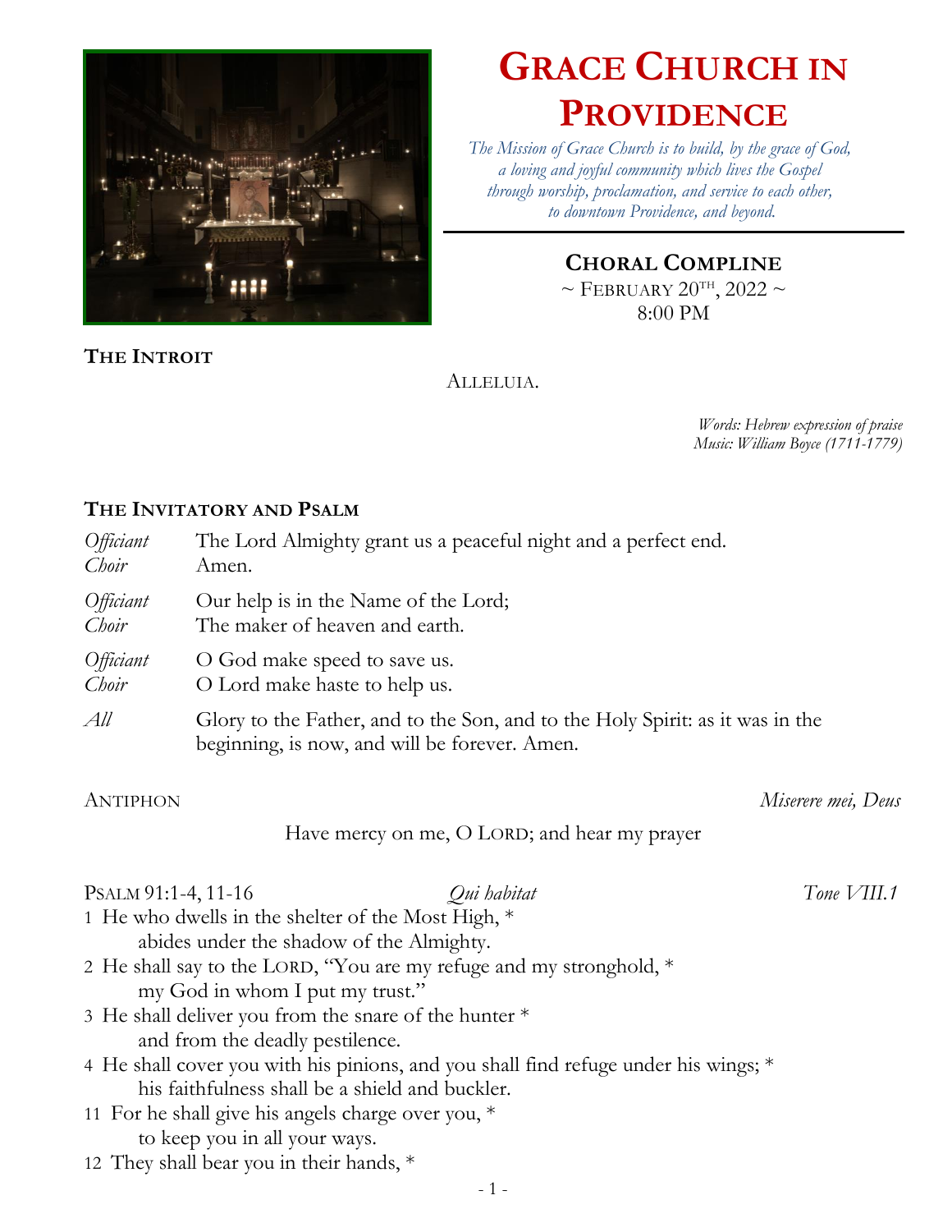# Grace Church in Providence

*The Mission of Grace Church is to build, by the grace of God, a loving and joyful community which lives the Gospel through worship, proclamation, and service to each other, to downtown Providence, and beyond.*

## Choral Compline

~ February 20th, 2022 ~
8:00 PM

### The Introit

Alleluia.

*Words: Hebrew expression of praise*
*Music: William Boyce (1711-1779)*

### The Invitatory and Psalm

*Officiant* The Lord Almighty grant us a peaceful night and a perfect end.
*Choir* Amen.

*Officiant* Our help is in the Name of the Lord;
*Choir* The maker of heaven and earth.

*Officiant* O God make speed to save us.
*Choir* O Lord make haste to help us.

*All* Glory to the Father, and to the Son, and to the Holy Spirit: as it was in the beginning, is now, and will be forever. Amen.

Antiphon *Miserere mei, Deus*

Have mercy on me, O Lord; and hear my prayer

Psalm 91:1-4, 11-16 *Qui habitat* *Tone VIII.1*

1 He who dwells in the shelter of the Most High, *
abides under the shadow of the Almighty.
2 He shall say to the Lord, "You are my refuge and my stronghold, *
my God in whom I put my trust."
3 He shall deliver you from the snare of the hunter *
and from the deadly pestilence.
4 He shall cover you with his pinions, and you shall find refuge under his wings; *
his faithfulness shall be a shield and buckler.
11 For he shall give his angels charge over you, *
to keep you in all your ways.
12 They shall bear you in their hands, *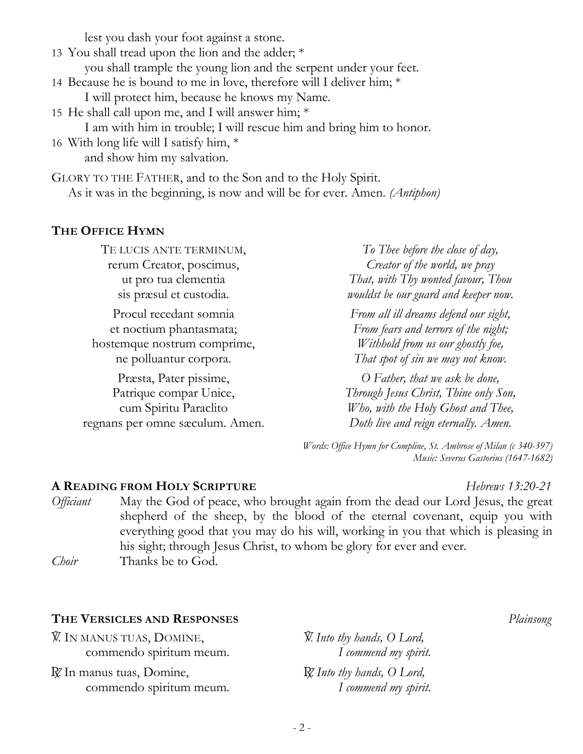lest you dash your foot against a stone.

13 You shall tread upon the lion and the adder; *
you shall trample the young lion and the serpent under your feet.

14 Because he is bound to me in love, therefore will I deliver him; *
I will protect him, because he knows my Name.

15 He shall call upon me, and I will answer him; *
I am with him in trouble; I will rescue him and bring him to honor.

16 With long life will I satisfy him, *
and show him my salvation.

GLORY TO THE FATHER, and to the Son and to the Holy Spirit.
As it was in the beginning, is now and will be for ever. Amen. *(Antiphon)*

## THE OFFICE HYMN

TE LUCIS ANTE TERMINUM,
rerum Creator, poscimus,
ut pro tua clementia
sis præsul et custodia.

*To Thee before the close of day,*
*Creator of the world, we pray*
*That, with Thy wonted favour, Thou*
*wouldst be our guard and keeper now.*

Procul recedant somnia
et noctium phantasmata;
hostemque nostrum comprime,
ne polluantur corpora.

*From all ill dreams defend our sight,*
*From fears and terrors of the night;*
*Withhold from us our ghostly foe,*
*That spot of sin we may not know.*

Præsta, Pater pissime,
Patrique compar Unice,
cum Spiritu Paraclito
regnans per omne sæculum. Amen.

*O Father, that we ask be done,*
*Through Jesus Christ, Thine only Son,*
*Who, with the Holy Ghost and Thee,*
*Doth live and reign eternally. Amen.*

*Words: Office Hymn for Compline, St. Ambrose of Milan (c 340-397)*
*Music: Severus Gastorius (1647-1682)*

## A READING FROM HOLY SCRIPTURE *Hebrews 13:20-21*

*Officiant* May the God of peace, who brought again from the dead our Lord Jesus, the great shepherd of the sheep, by the blood of the eternal covenant, equip you with everything good that you may do his will, working in you that which is pleasing in his sight; through Jesus Christ, to whom be glory for ever and ever.

*Choir* Thanks be to God.

## THE VERSICLES AND RESPONSES *Plainsong*

℣. IN MANUS TUAS, DOMINE,
commendo spiritum meum.

*℣. Into thy hands, O Lord,*
*I commend my spirit.*

℟. In manus tuas, Domine,
commendo spiritum meum.

*℟. Into thy hands, O Lord,*
*I commend my spirit.*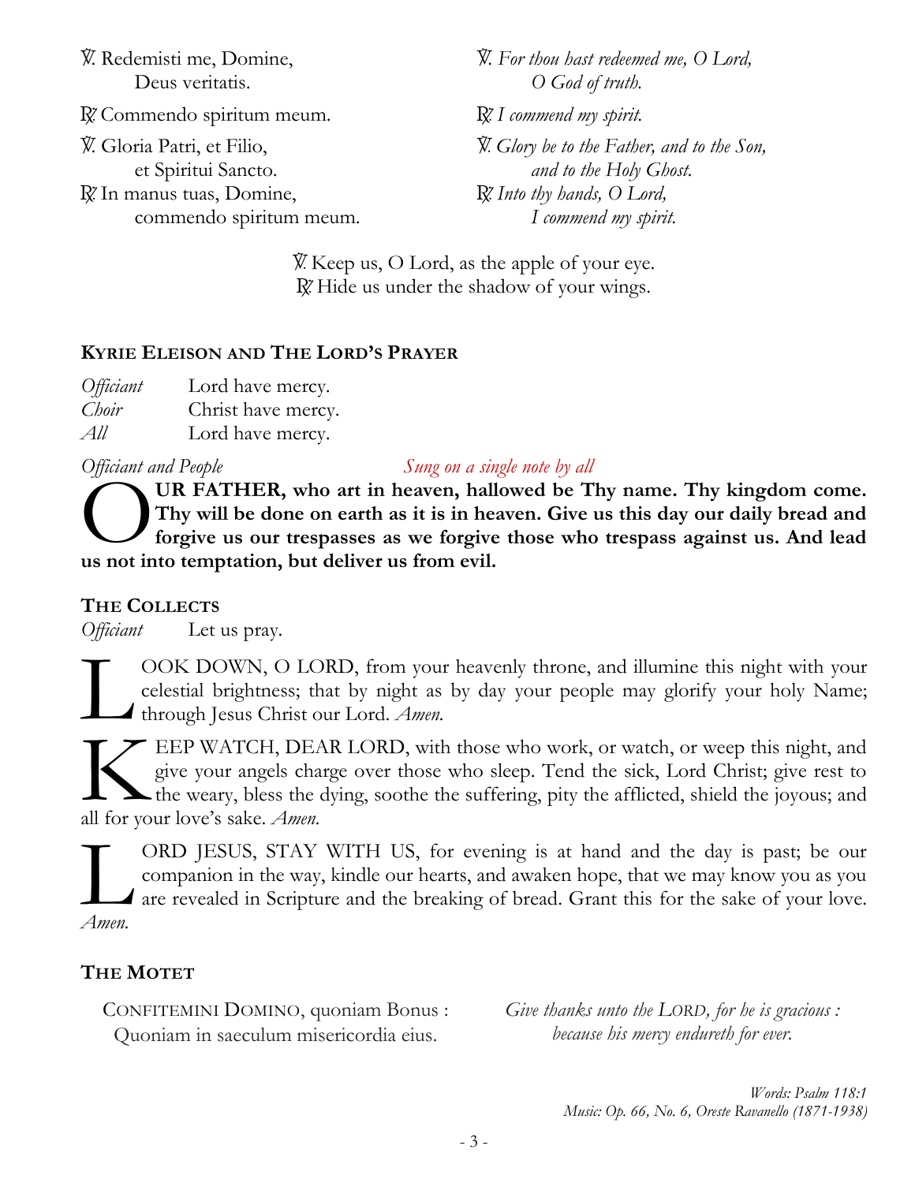| | |
|---|---|
| ℣. Redemisti me, Domine, Deus veritatis. | ℣. *For thou hast redeemed me, O Lord, O God of truth.* |
| ℟. Commendo spiritum meum. | ℟. *I commend my spirit.* |
| ℣. Gloria Patri, et Filio, et Spiritui Sancto. | ℣. *Glory be to the Father, and to the Son, and to the Holy Ghost.* |
| ℟. In manus tuas, Domine, commendo spiritum meum. | ℟. *Into thy hands, O Lord, I commend my spirit.* |

℣. Keep us, O Lord, as the apple of your eye.
℟. Hide us under the shadow of your wings.

### Kyrie Eleison and The Lord's Prayer

*Officiant* Lord have mercy.
*Choir* Christ have mercy.
*All* Lord have mercy.

*Officiant and People* *Sung on a single note by all*

**OUR FATHER, who art in heaven, hallowed be Thy name. Thy kingdom come. Thy will be done on earth as it is in heaven. Give us this day our daily bread and forgive us our trespasses as we forgive those who trespass against us. And lead us not into temptation, but deliver us from evil.**

### The Collects

*Officiant* Let us pray.

LOOK DOWN, O LORD, from your heavenly throne, and illumine this night with your celestial brightness; that by night as by day your people may glorify your holy Name; through Jesus Christ our Lord. *Amen.*

KEEP WATCH, DEAR LORD, with those who work, or watch, or weep this night, and give your angels charge over those who sleep. Tend the sick, Lord Christ; give rest to the weary, bless the dying, soothe the suffering, pity the afflicted, shield the joyous; and all for your love's sake. *Amen.*

LORD JESUS, STAY WITH US, for evening is at hand and the day is past; be our companion in the way, kindle our hearts, and awaken hope, that we may know you as you are revealed in Scripture and the breaking of bread. Grant this for the sake of your love. *Amen.*

### The Motet

| | |
|---|---|
| CONFITEMINI DOMINO, quoniam Bonus : Quoniam in saeculum misericordia eius. | *Give thanks unto the LORD, for he is gracious : because his mercy endureth for ever.* |

*Words: Psalm 118:1*
*Music: Op. 66, No. 6, Oreste Ravanello (1871-1938)*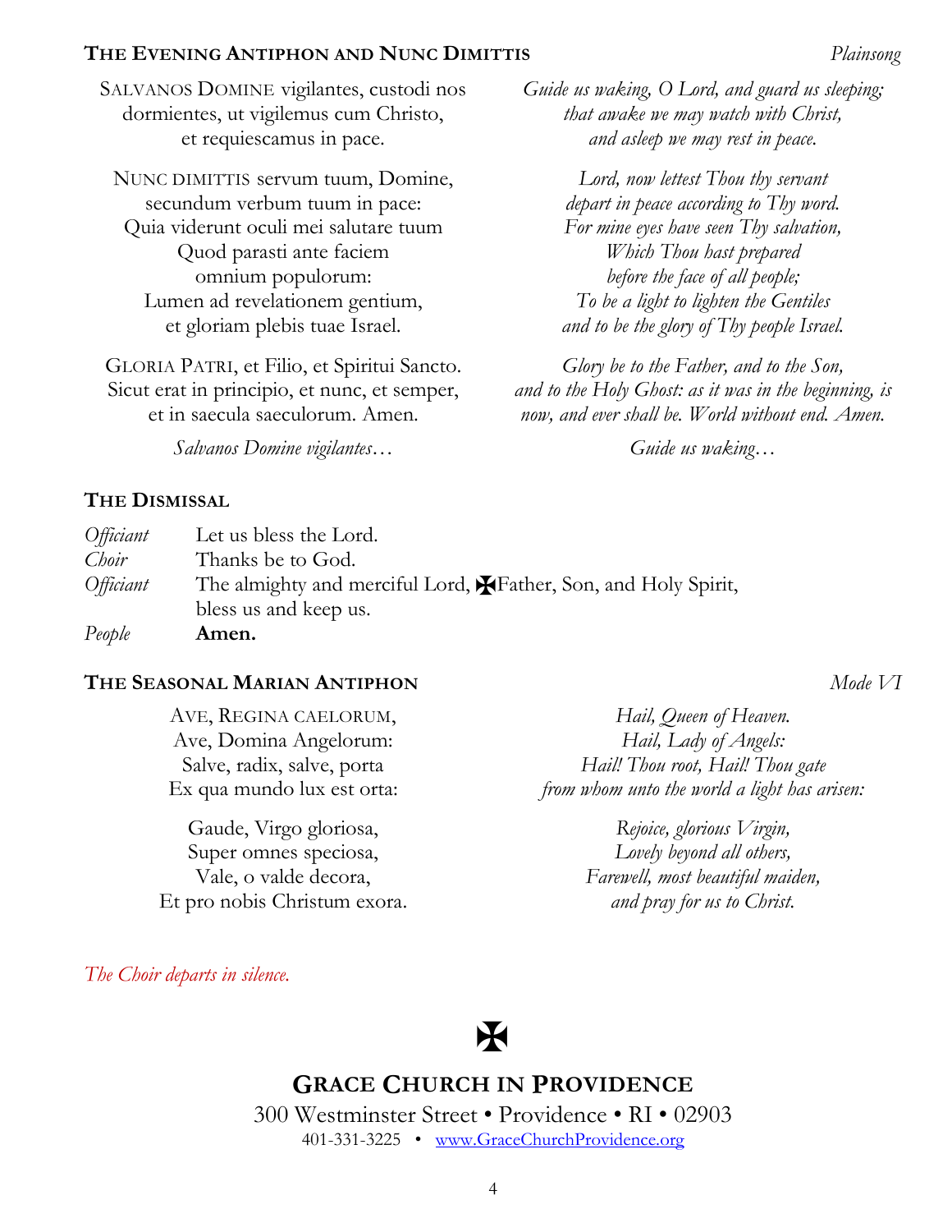## The Evening Antiphon and Nunc Dimittis

*Plainsong*

SALVANOS DOMINE vigilantes, custodi nos dormientes, ut vigilemus cum Christo, et requiescamus in pace.

*Guide us waking, O Lord, and guard us sleeping; that awake we may watch with Christ, and asleep we may rest in peace.*

NUNC DIMITTIS servum tuum, Domine,
secundum verbum tuum in pace:
Quia viderunt oculi mei salutare tuum
Quod parasti ante faciem
omnium populorum:
Lumen ad revelationem gentium,
et gloriam plebis tuae Israel.

*Lord, now lettest Thou thy servant*
*depart in peace according to Thy word.*
*For mine eyes have seen Thy salvation,*
*Which Thou hast prepared*
*before the face of all people;*
*To be a light to lighten the Gentiles*
*and to be the glory of Thy people Israel.*

GLORIA PATRI, et Filio, et Spiritui Sancto.
Sicut erat in principio, et nunc, et semper,
et in saecula saeculorum. Amen.

*Glory be to the Father, and to the Son,*
*and to the Holy Ghost: as it was in the beginning, is now, and ever shall be. World without end. Amen.*

*Salvanos Domine vigilantes…*

*Guide us waking…*

## The Dismissal

*Officiant* Let us bless the Lord.
*Choir* Thanks be to God.
*Officiant* The almighty and merciful Lord, ✠Father, Son, and Holy Spirit, bless us and keep us.
*People* **Amen.**

## The Seasonal Marian Antiphon

*Mode VI*

AVE, REGINA CAELORUM,
Ave, Domina Angelorum:
Salve, radix, salve, porta
Ex qua mundo lux est orta:

*Hail, Queen of Heaven.*
*Hail, Lady of Angels:*
*Hail! Thou root, Hail! Thou gate*
*from whom unto the world a light has arisen:*

Gaude, Virgo gloriosa,
Super omnes speciosa,
Vale, o valde decora,
Et pro nobis Christum exora.

*Rejoice, glorious Virgin,*
*Lovely beyond all others,*
*Farewell, most beautiful maiden,*
*and pray for us to Christ.*

*The Choir departs in silence.*

✠

**GRACE CHURCH IN PROVIDENCE**

300 Westminster Street • Providence • RI • 02903

401-331-3225 • www.GraceChurchProvidence.org